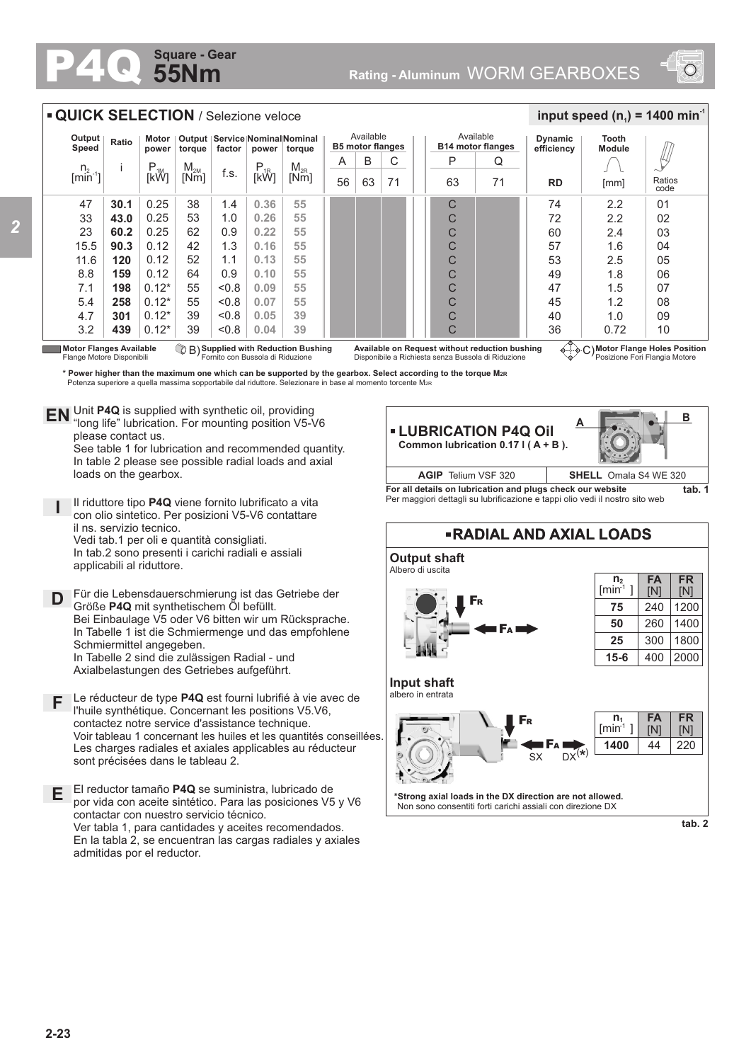# P4Q Square - Gear 55Nm

Rating - Aluminum WORM GEARBOXES

## QUICK SELECTION / Selezione veloce

input speed ($n_1$) = 1400 min$^{-1}$

| Output Speed $n_2$ [min$^{-1}$] | Ratio i | Motor power $P_{1M}$ [kW] | Output torque $M_{2M}$ [Nm] | Service factor f.s. | Nominal power $P_{1R}$ [kW] | Nominal torque $M_{2R}$ [Nm] | Available B5 motor flanges A 56 | B 63 | C 71 | Available B14 motor flanges P 63 | Q 71 | Dynamic efficiency RD | Tooth Module [mm] | Ratios code |
|---|---|---|---|---|---|---|---|---|---|---|---|---|---|---|
| 47 | **30.1** | 0.25 | 38 | 1.4 | 0.36 | 55 | | | | C | | 74 | 2.2 | 01 |
| 33 | **43.0** | 0.25 | 53 | 1.0 | 0.26 | 55 | | | | C | | 72 | 2.2 | 02 |
| 23 | **60.2** | 0.25 | 62 | 0.9 | 0.22 | 55 | | | | C | | 60 | 2.4 | 03 |
| 15.5 | **90.3** | 0.12 | 42 | 1.3 | 0.16 | 55 | | | | C | | 57 | 1.6 | 04 |
| 11.6 | **120** | 0.12 | 52 | 1.1 | 0.13 | 55 | | | | C | | 53 | 2.5 | 05 |
| 8.8 | **159** | 0.12 | 64 | 0.9 | 0.10 | 55 | | | | C | | 49 | 1.8 | 06 |
| 7.1 | **198** | 0.12* | 55 | <0.8 | 0.09 | 55 | | | | C | | 47 | 1.5 | 07 |
| 5.4 | **258** | 0.12* | 55 | <0.8 | 0.07 | 55 | | | | C | | 45 | 1.2 | 08 |
| 4.7 | **301** | 0.12* | 39 | <0.8 | 0.05 | 39 | | | | C | | 40 | 1.0 | 09 |
| 3.2 | **439** | 0.12* | 39 | <0.8 | 0.04 | 39 | | | | C | | 36 | 0.72 | 10 |

Motor Flanges Available / Flange Motore Disponibili — B) Supplied with Reduction Bushing / Fornito con Bussola di Riduzione — Available on Request without reduction bushing / Disponibile a Richiesta senza Bussola di Riduzione — C) Motor Flange Holes Position / Posizione Fori Flangia Motore

**\* Power higher than the maximum one which can be supported by the gearbox. Select according to the torque $M_{2R}$**
Potenza superiore a quella massima sopportabile dal riduttore. Selezionare in base al momento torcente $M_{2R}$

**EN** Unit **P4Q** is supplied with synthetic oil, providing "long life" lubrication. For mounting position V5-V6 please contact us.
See table 1 for lubrication and recommended quantity.
In table 2 please see possible radial loads and axial loads on the gearbox.

**I** Il riduttore tipo **P4Q** viene fornito lubrificato a vita con olio sintetico. Per posizioni V5-V6 contattare il ns. servizio tecnico.
Vedi tab.1 per oli e quantità consigliati.
In tab.2 sono presenti i carichi radiali e assiali applicabili al riduttore.

**D** Für die Lebensdauerschmierung ist das Getriebe der Größe **P4Q** mit synthetischem Öl befüllt.
Bei Einbaulage V5 oder V6 bitten wir um Rücksprache.
In Tabelle 1 ist die Schmiermenge und das empfohlene Schmiermittel angegeben.
In Tabelle 2 sind die zulässigen Radial - und Axialbelastungen des Getriebes aufgeführt.

**F** Le réducteur de type **P4Q** est fourni lubrifié à vie avec de l'huile synthétique. Concernant les positions V5.V6, contactez notre service d'assistance technique.
Voir tableau 1 concernant les huiles et les quantités conseillées.
Les charges radiales et axiales applicables au réducteur sont précisées dans le tableau 2.

**E** El reductor tamaño **P4Q** se suministra, lubricado de por vida con aceite sintético. Para las posiciones V5 y V6 contactar con nuestro servicio técnico.
Ver tabla 1, para cantidades y aceites recomendados.
En la tabla 2, se encuentran las cargas radiales y axiales admitidas por el reductor.

## LUBRICATION P4Q Oil

**Common lubrication 0.17 l ( A + B ).**

| AGIP | SHELL |
|---|---|
| Telium VSF 320 | Omala S4 WE 320 |

**For all details on lubrication and plugs check our website** — **tab. 1**
Per maggiori dettagli su lubrificazione e tappi olio vedi il nostro sito web

## RADIAL AND AXIAL LOADS

### Output shaft
Albero di uscita

| $n_2$ [min$^{-1}$] | FA [N] | FR [N] |
|---|---|---|
| **75** | 240 | 1200 |
| **50** | 260 | 1400 |
| **25** | 300 | 1800 |
| **15-6** | 400 | 2000 |

### Input shaft
albero in entrata

| $n_1$ [min$^{-1}$] | FA [N] | FR [N] |
|---|---|---|
| **1400** | 44 | 220 |

SX DX(*)

**\*Strong axial loads in the DX direction are not allowed.**
Non sono consentiti forti carichi assiali con direzione DX

**tab. 2**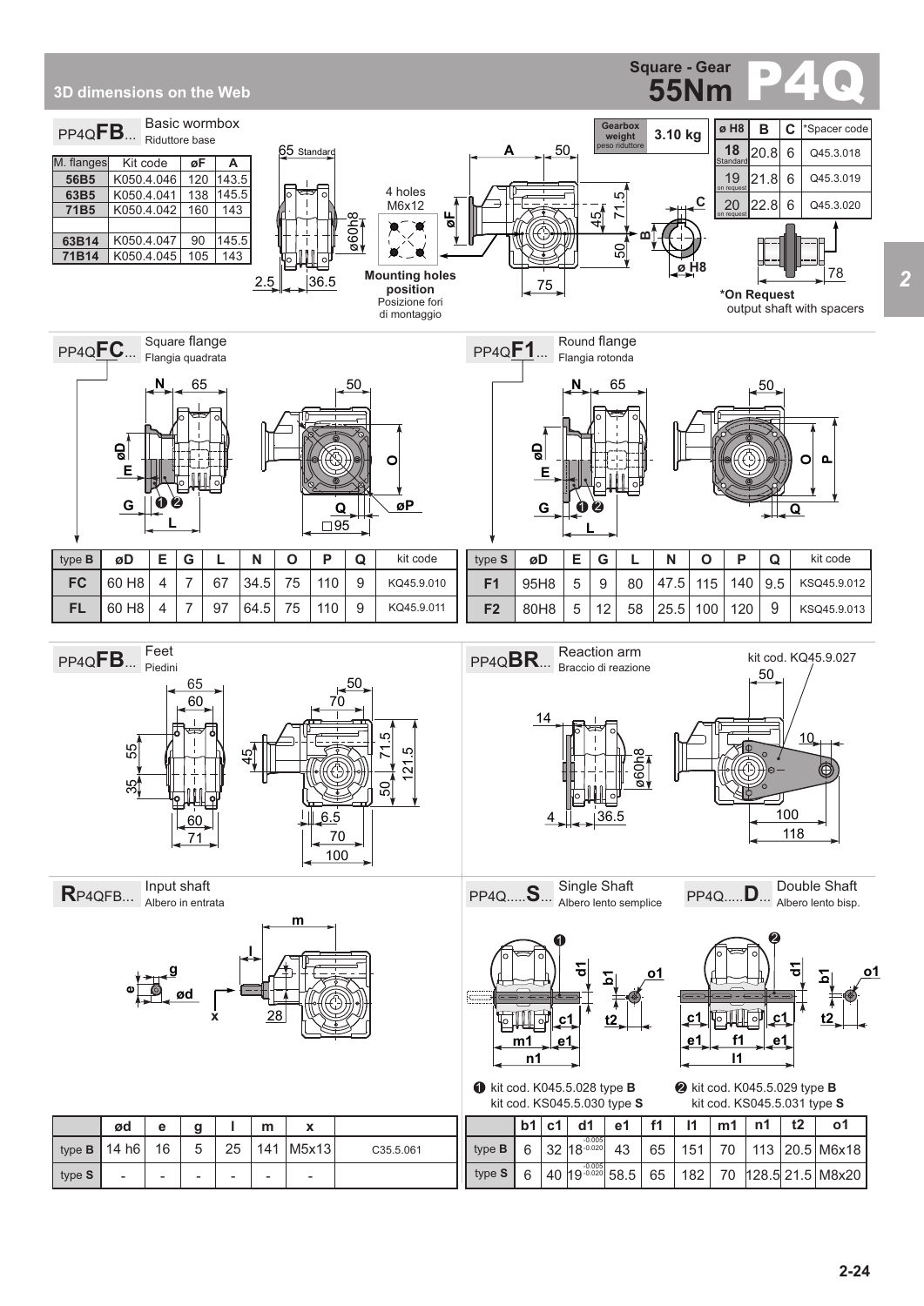# 3D dimensions on the Web

## Square - Gear 55Nm P4Q

### PP4QFB... Basic wormbox
Riduttore base

| M. flanges | Kit code | øF | A |
|---|---|---|---|
| 56B5 | K050.4.046 | 120 | 143.5 |
| 63B5 | K050.4.041 | 138 | 145.5 |
| 71B5 | K050.4.042 | 160 | 143 |
| | | | |
| 63B14 | K050.4.047 | 90 | 145.5 |
| 71B14 | K050.4.045 | 105 | 143 |

Gearbox weight (peso riduttore): 3.10 kg

65 Standard
2.5
36.5
ø60h8
4 holes M6x12
**Mounting holes position**
Posizione fori di montaggio
A
50
øF
45
71.5
50
75
B
C
ø H8

| ø H8 | B | C | *Spacer code |
|---|---|---|---|
| 18 Standard | 20.8 | 6 | Q45.3.018 |
| 19 on request | 21.8 | 6 | Q45.3.019 |
| 20 on request | 22.8 | 6 | Q45.3.020 |

78
***On Request** output shaft with spacers

### PP4QFC... Square flange
Flangia quadrata

N
65
50
øD
E
G
L
O
øP
Q
□95

| type B | øD | E | G | L | N | O | P | Q | kit code |
|---|---|---|---|---|---|---|---|---|---|
| FC | 60 H8 | 4 | 7 | 67 | 34.5 | 75 | 110 | 9 | KQ45.9.010 |
| FL | 60 H8 | 4 | 7 | 97 | 64.5 | 75 | 110 | 9 | KQ45.9.011 |

### PP4QF1... Round flange
Flangia rotonda

N
65
50
øD
E
G
L
O
P
Q

| type S | øD | E | G | L | N | O | P | Q | kit code |
|---|---|---|---|---|---|---|---|---|---|
| F1 | 95H8 | 5 | 9 | 80 | 47.5 | 115 | 140 | 9.5 | KSQ45.9.012 |
| F2 | 80H8 | 5 | 12 | 58 | 25.5 | 100 | 120 | 9 | KSQ45.9.013 |

### PP4QFB... Feet
Piedini

65
60
55
35
60
71
50
70
45
71.5
50
121.5
6.5
70
100

### PP4QBR... Reaction arm
Braccio di reazione

kit cod. KQ45.9.027
50
14
ø60h8
4
36.5
10
100
118

### RP4QFB... Input shaft
Albero in entrata

m
l
g
e
ød
x
28

| | ød | e | g | l | m | x | |
|---|---|---|---|---|---|---|---|
| type B | 14 h6 | 16 | 5 | 25 | 141 | M5x13 | C35.5.061 |
| type S | - | - | - | - | - | - | |

### PP4Q.....S... Single Shaft
Albero lento semplice

### PP4Q.....D... Double Shaft
Albero lento bisp.

d1
b1
o1
c1
t2
m1
e1
n1
f1
l1

❶ kit cod. K045.5.028 type **B**
kit cod. KS045.5.030 type **S**

❷ kit cod. K045.5.029 type **B**
kit cod. KS045.5.031 type **S**

| | b1 | c1 | d1 | e1 | f1 | l1 | m1 | n1 | t2 | o1 |
|---|---|---|---|---|---|---|---|---|---|---|
| type B | 6 | 32 | $18^{-0.005}_{-0.020}$ | 43 | 65 | 151 | 70 | 113 | 20.5 | M6x18 |
| type S | 6 | 40 | $19^{-0.005}_{-0.020}$ | 58.5 | 65 | 182 | 70 | 128.5 | 21.5 | M8x20 |